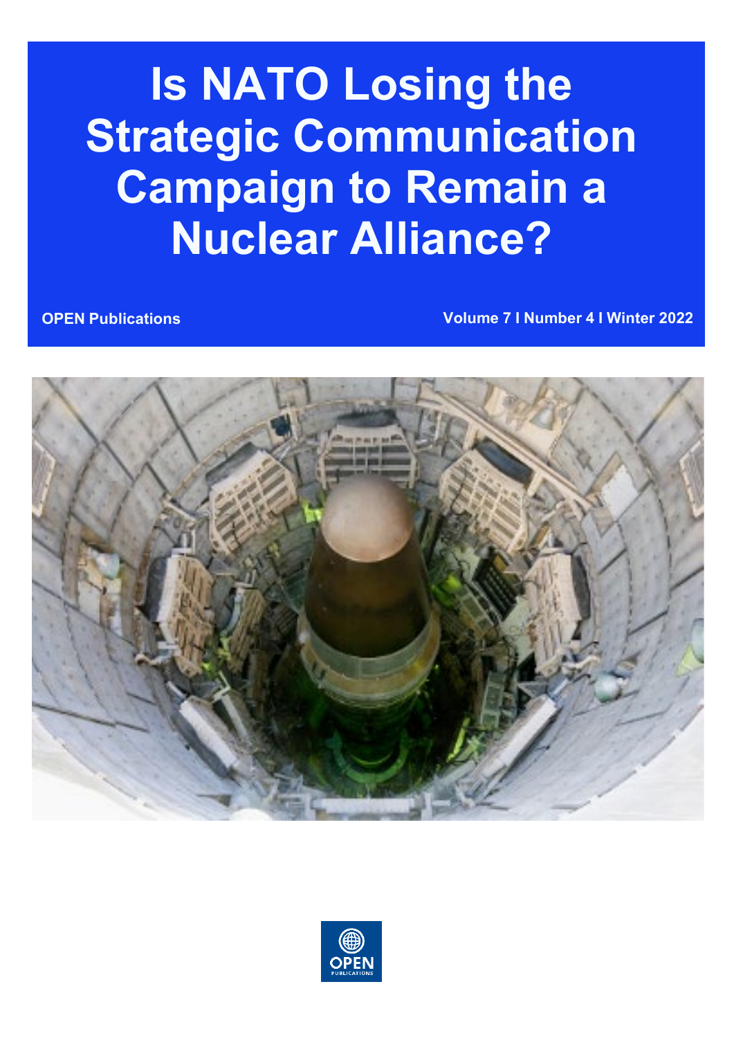# Is NATO Losing the Strategic Communication Campaign to Remain a Nuclear Alliance?

**OPEN Publications**

**Volume 7 I Number 4 I Winter 2022**

OPEN PUBLICATIONS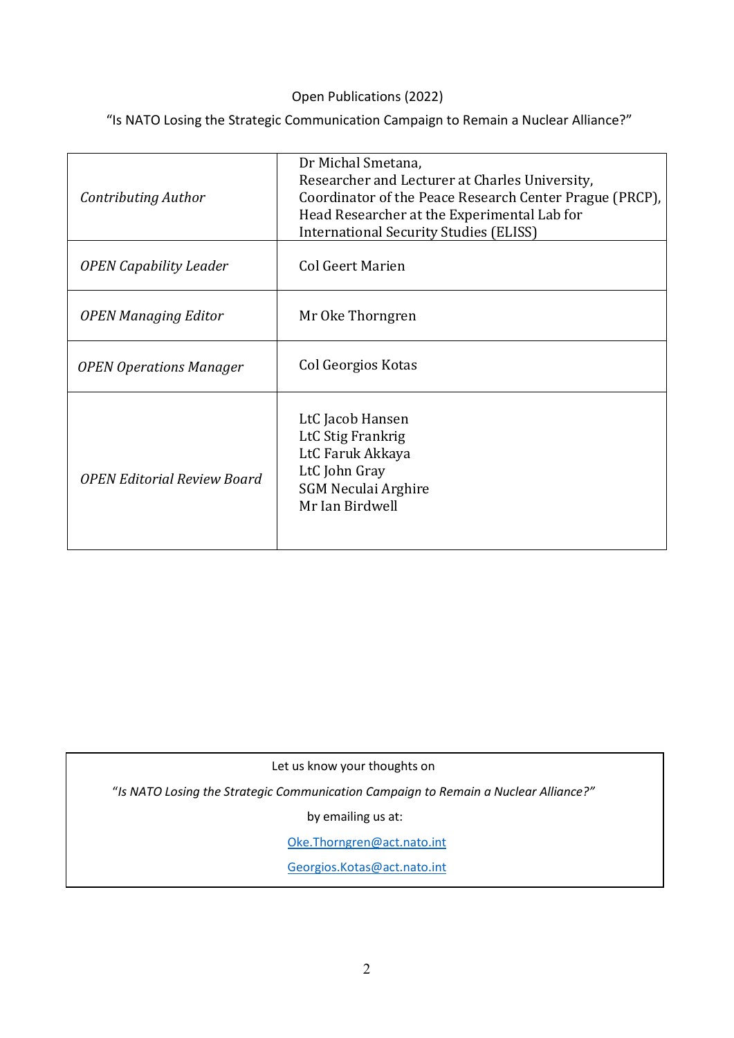Open Publications (2022)

"Is NATO Losing the Strategic Communication Campaign to Remain a Nuclear Alliance?"

| | |
|---|---|
| *Contributing Author* | Dr Michal Smetana,<br>Researcher and Lecturer at Charles University,<br>Coordinator of the Peace Research Center Prague (PRCP),<br>Head Researcher at the Experimental Lab for International Security Studies (ELISS) |
| *OPEN Capability Leader* | Col Geert Marien |
| *OPEN Managing Editor* | Mr Oke Thorngren |
| *OPEN Operations Manager* | Col Georgios Kotas |
| *OPEN Editorial Review Board* | LtC Jacob Hansen<br>LtC Stig Frankrig<br>LtC Faruk Akkaya<br>LtC John Gray<br>SGM Neculai Arghire<br>Mr Ian Birdwell |

Let us know your thoughts on

*"Is NATO Losing the Strategic Communication Campaign to Remain a Nuclear Alliance?"*

by emailing us at:

Oke.Thorngren@act.nato.int

Georgios.Kotas@act.nato.int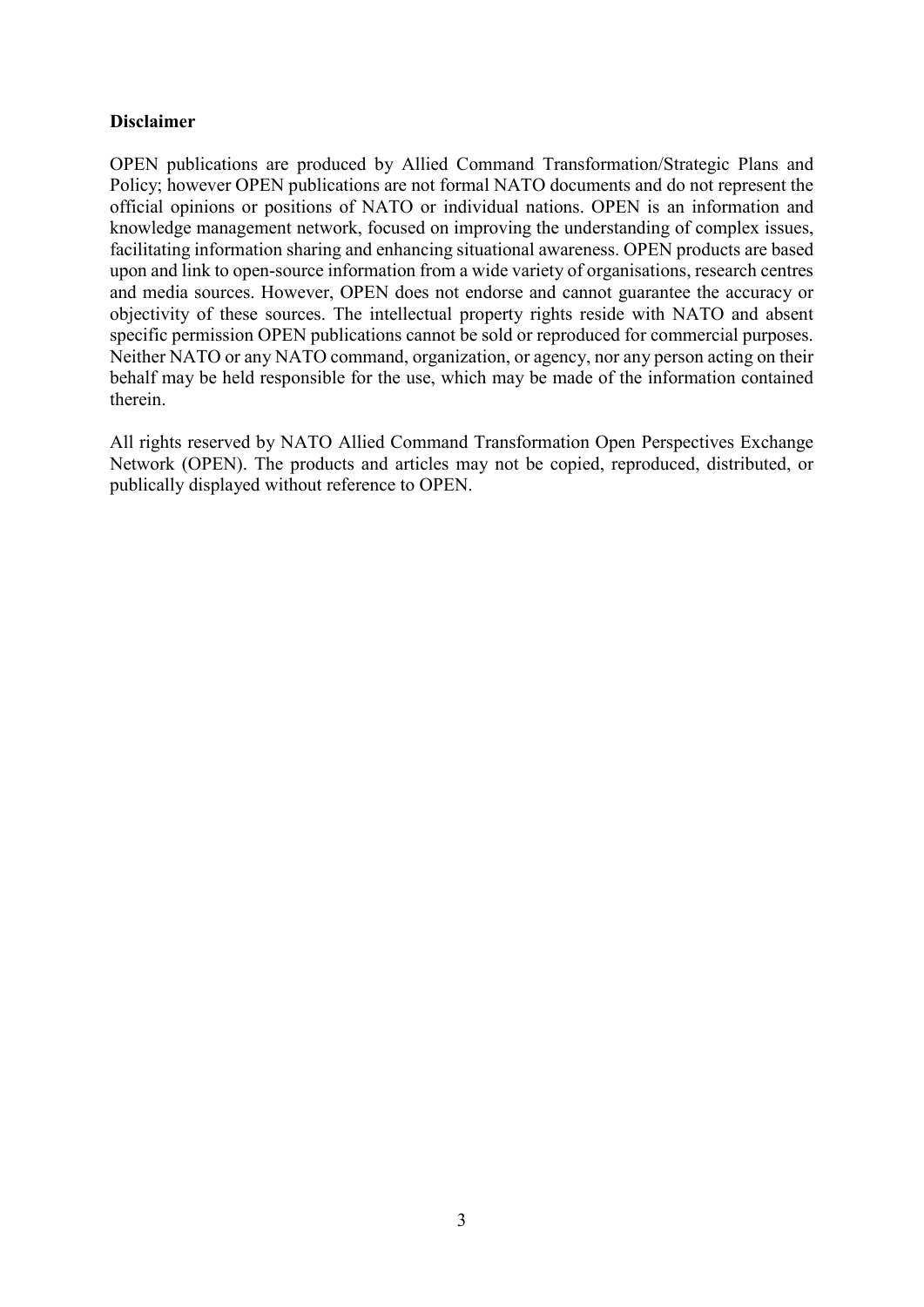**Disclaimer**

OPEN publications are produced by Allied Command Transformation/Strategic Plans and Policy; however OPEN publications are not formal NATO documents and do not represent the official opinions or positions of NATO or individual nations. OPEN is an information and knowledge management network, focused on improving the understanding of complex issues, facilitating information sharing and enhancing situational awareness. OPEN products are based upon and link to open-source information from a wide variety of organisations, research centres and media sources. However, OPEN does not endorse and cannot guarantee the accuracy or objectivity of these sources. The intellectual property rights reside with NATO and absent specific permission OPEN publications cannot be sold or reproduced for commercial purposes. Neither NATO or any NATO command, organization, or agency, nor any person acting on their behalf may be held responsible for the use, which may be made of the information contained therein.

All rights reserved by NATO Allied Command Transformation Open Perspectives Exchange Network (OPEN). The products and articles may not be copied, reproduced, distributed, or publically displayed without reference to OPEN.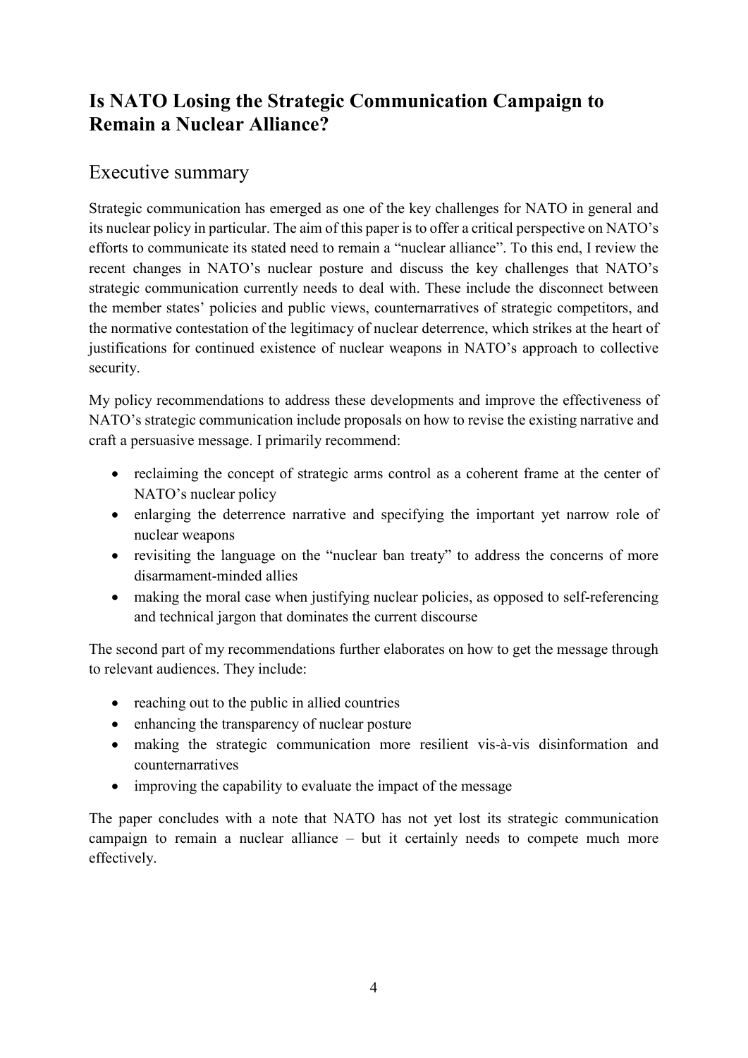# Is NATO Losing the Strategic Communication Campaign to Remain a Nuclear Alliance?

## Executive summary

Strategic communication has emerged as one of the key challenges for NATO in general and its nuclear policy in particular. The aim of this paper is to offer a critical perspective on NATO's efforts to communicate its stated need to remain a "nuclear alliance". To this end, I review the recent changes in NATO's nuclear posture and discuss the key challenges that NATO's strategic communication currently needs to deal with. These include the disconnect between the member states' policies and public views, counternarratives of strategic competitors, and the normative contestation of the legitimacy of nuclear deterrence, which strikes at the heart of justifications for continued existence of nuclear weapons in NATO's approach to collective security.

My policy recommendations to address these developments and improve the effectiveness of NATO's strategic communication include proposals on how to revise the existing narrative and craft a persuasive message. I primarily recommend:

- reclaiming the concept of strategic arms control as a coherent frame at the center of NATO's nuclear policy
- enlarging the deterrence narrative and specifying the important yet narrow role of nuclear weapons
- revisiting the language on the "nuclear ban treaty" to address the concerns of more disarmament-minded allies
- making the moral case when justifying nuclear policies, as opposed to self-referencing and technical jargon that dominates the current discourse

The second part of my recommendations further elaborates on how to get the message through to relevant audiences. They include:

- reaching out to the public in allied countries
- enhancing the transparency of nuclear posture
- making the strategic communication more resilient vis-à-vis disinformation and counternarratives
- improving the capability to evaluate the impact of the message

The paper concludes with a note that NATO has not yet lost its strategic communication campaign to remain a nuclear alliance – but it certainly needs to compete much more effectively.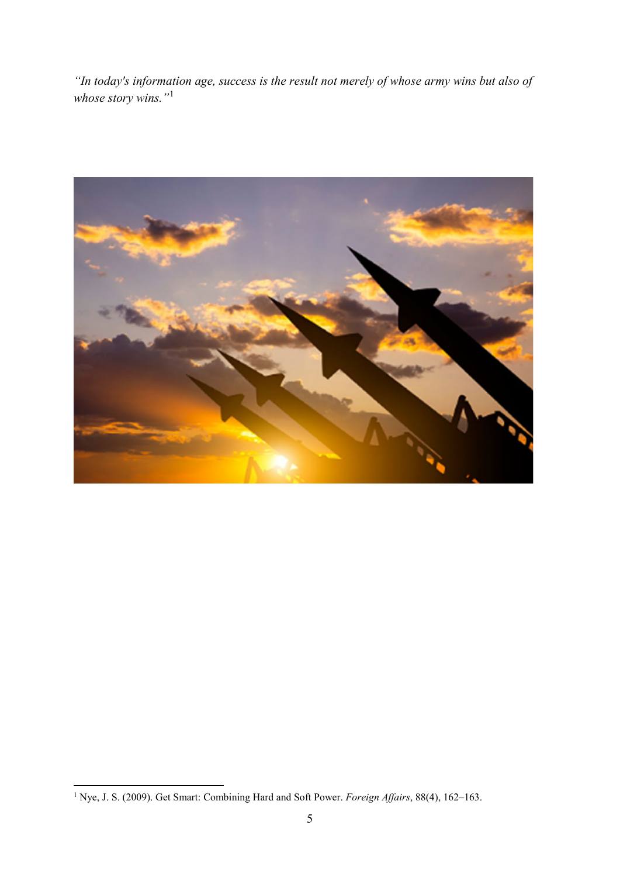*"In today's information age, success is the result not merely of whose army wins but also of whose story wins."*[1]

[1] Nye, J. S. (2009). Get Smart: Combining Hard and Soft Power. *Foreign Affairs*, 88(4), 162–163.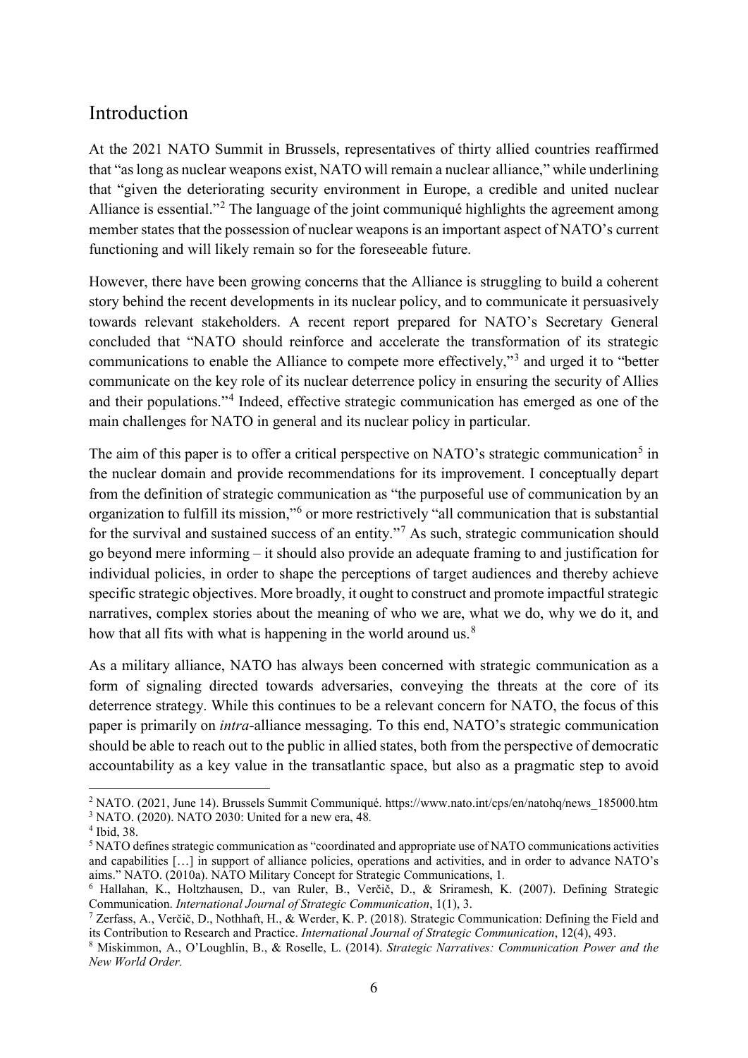## Introduction

At the 2021 NATO Summit in Brussels, representatives of thirty allied countries reaffirmed that "as long as nuclear weapons exist, NATO will remain a nuclear alliance," while underlining that "given the deteriorating security environment in Europe, a credible and united nuclear Alliance is essential."[2] The language of the joint communiqué highlights the agreement among member states that the possession of nuclear weapons is an important aspect of NATO's current functioning and will likely remain so for the foreseeable future.

However, there have been growing concerns that the Alliance is struggling to build a coherent story behind the recent developments in its nuclear policy, and to communicate it persuasively towards relevant stakeholders. A recent report prepared for NATO's Secretary General concluded that "NATO should reinforce and accelerate the transformation of its strategic communications to enable the Alliance to compete more effectively,"[3] and urged it to "better communicate on the key role of its nuclear deterrence policy in ensuring the security of Allies and their populations."[4] Indeed, effective strategic communication has emerged as one of the main challenges for NATO in general and its nuclear policy in particular.

The aim of this paper is to offer a critical perspective on NATO's strategic communication[5] in the nuclear domain and provide recommendations for its improvement. I conceptually depart from the definition of strategic communication as "the purposeful use of communication by an organization to fulfill its mission,"[6] or more restrictively "all communication that is substantial for the survival and sustained success of an entity."[7] As such, strategic communication should go beyond mere informing – it should also provide an adequate framing to and justification for individual policies, in order to shape the perceptions of target audiences and thereby achieve specific strategic objectives. More broadly, it ought to construct and promote impactful strategic narratives, complex stories about the meaning of who we are, what we do, why we do it, and how that all fits with what is happening in the world around us.[8]

As a military alliance, NATO has always been concerned with strategic communication as a form of signaling directed towards adversaries, conveying the threats at the core of its deterrence strategy. While this continues to be a relevant concern for NATO, the focus of this paper is primarily on *intra*-alliance messaging. To this end, NATO's strategic communication should be able to reach out to the public in allied states, both from the perspective of democratic accountability as a key value in the transatlantic space, but also as a pragmatic step to avoid

---

[2] NATO. (2021, June 14). Brussels Summit Communiqué. https://www.nato.int/cps/en/natohq/news_185000.htm

[3] NATO. (2020). NATO 2030: United for a new era, 48.

[4] Ibid, 38.

[5] NATO defines strategic communication as "coordinated and appropriate use of NATO communications activities and capabilities […] in support of alliance policies, operations and activities, and in order to advance NATO's aims." NATO. (2010a). NATO Military Concept for Strategic Communications, 1.

[6] Hallahan, K., Holtzhausen, D., van Ruler, B., Verčič, D., & Sriramesh, K. (2007). Defining Strategic Communication. *International Journal of Strategic Communication*, 1(1), 3.

[7] Zerfass, A., Verčič, D., Nothhaft, H., & Werder, K. P. (2018). Strategic Communication: Defining the Field and its Contribution to Research and Practice. *International Journal of Strategic Communication*, 12(4), 493.

[8] Miskimmon, A., O'Loughlin, B., & Roselle, L. (2014). *Strategic Narratives: Communication Power and the New World Order.*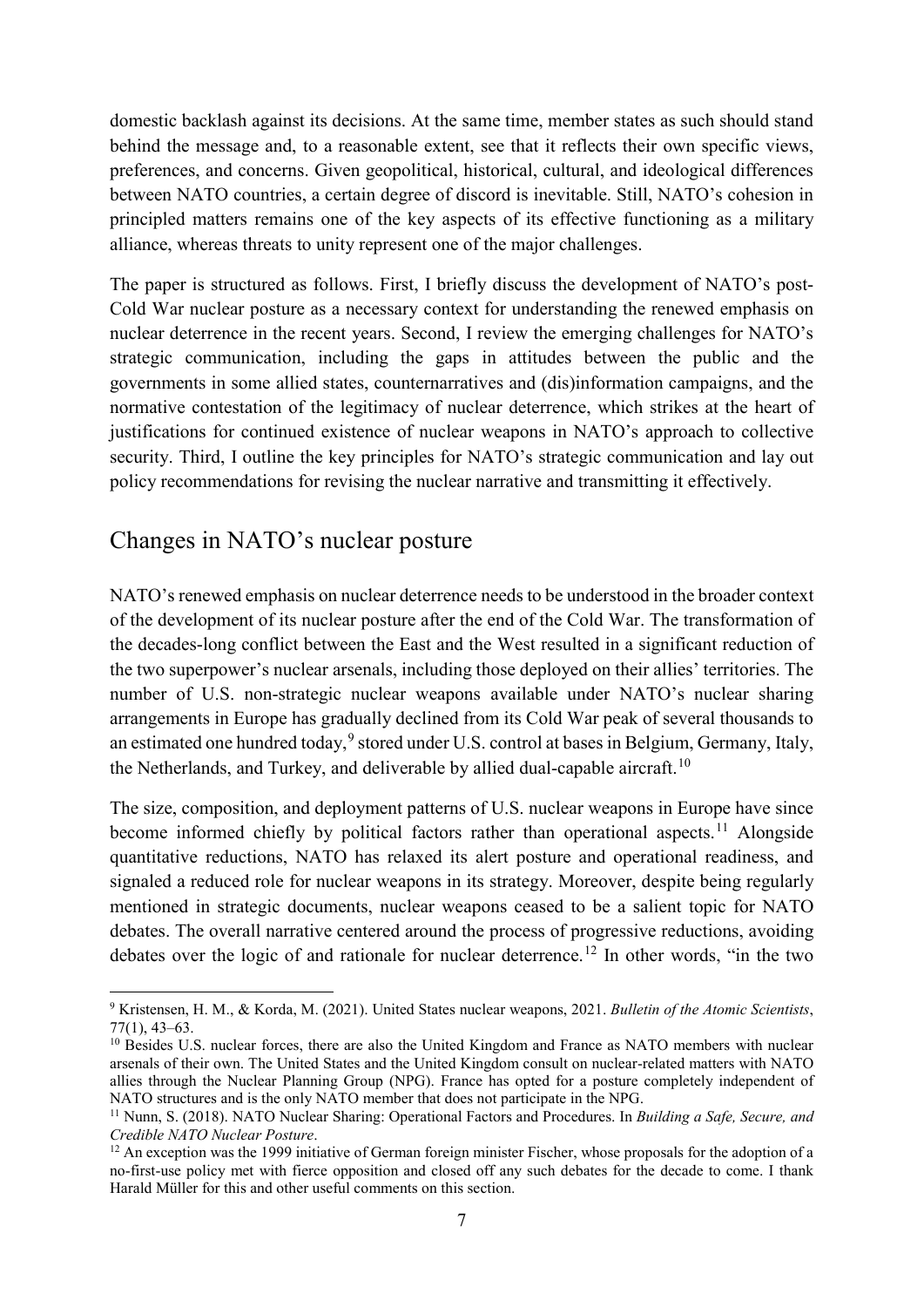domestic backlash against its decisions. At the same time, member states as such should stand behind the message and, to a reasonable extent, see that it reflects their own specific views, preferences, and concerns. Given geopolitical, historical, cultural, and ideological differences between NATO countries, a certain degree of discord is inevitable. Still, NATO's cohesion in principled matters remains one of the key aspects of its effective functioning as a military alliance, whereas threats to unity represent one of the major challenges.

The paper is structured as follows. First, I briefly discuss the development of NATO's post-Cold War nuclear posture as a necessary context for understanding the renewed emphasis on nuclear deterrence in the recent years. Second, I review the emerging challenges for NATO's strategic communication, including the gaps in attitudes between the public and the governments in some allied states, counternarratives and (dis)information campaigns, and the normative contestation of the legitimacy of nuclear deterrence, which strikes at the heart of justifications for continued existence of nuclear weapons in NATO's approach to collective security. Third, I outline the key principles for NATO's strategic communication and lay out policy recommendations for revising the nuclear narrative and transmitting it effectively.

## Changes in NATO's nuclear posture

NATO's renewed emphasis on nuclear deterrence needs to be understood in the broader context of the development of its nuclear posture after the end of the Cold War. The transformation of the decades-long conflict between the East and the West resulted in a significant reduction of the two superpower's nuclear arsenals, including those deployed on their allies' territories. The number of U.S. non-strategic nuclear weapons available under NATO's nuclear sharing arrangements in Europe has gradually declined from its Cold War peak of several thousands to an estimated one hundred today,[9] stored under U.S. control at bases in Belgium, Germany, Italy, the Netherlands, and Turkey, and deliverable by allied dual-capable aircraft.[10]

The size, composition, and deployment patterns of U.S. nuclear weapons in Europe have since become informed chiefly by political factors rather than operational aspects.[11] Alongside quantitative reductions, NATO has relaxed its alert posture and operational readiness, and signaled a reduced role for nuclear weapons in its strategy. Moreover, despite being regularly mentioned in strategic documents, nuclear weapons ceased to be a salient topic for NATO debates. The overall narrative centered around the process of progressive reductions, avoiding debates over the logic of and rationale for nuclear deterrence.[12] In other words, "in the two

---

[9] Kristensen, H. M., & Korda, M. (2021). United States nuclear weapons, 2021. *Bulletin of the Atomic Scientists*, 77(1), 43–63.

[10] Besides U.S. nuclear forces, there are also the United Kingdom and France as NATO members with nuclear arsenals of their own. The United States and the United Kingdom consult on nuclear-related matters with NATO allies through the Nuclear Planning Group (NPG). France has opted for a posture completely independent of NATO structures and is the only NATO member that does not participate in the NPG.

[11] Nunn, S. (2018). NATO Nuclear Sharing: Operational Factors and Procedures. In *Building a Safe, Secure, and Credible NATO Nuclear Posture*.

[12] An exception was the 1999 initiative of German foreign minister Fischer, whose proposals for the adoption of a no-first-use policy met with fierce opposition and closed off any such debates for the decade to come. I thank Harald Müller for this and other useful comments on this section.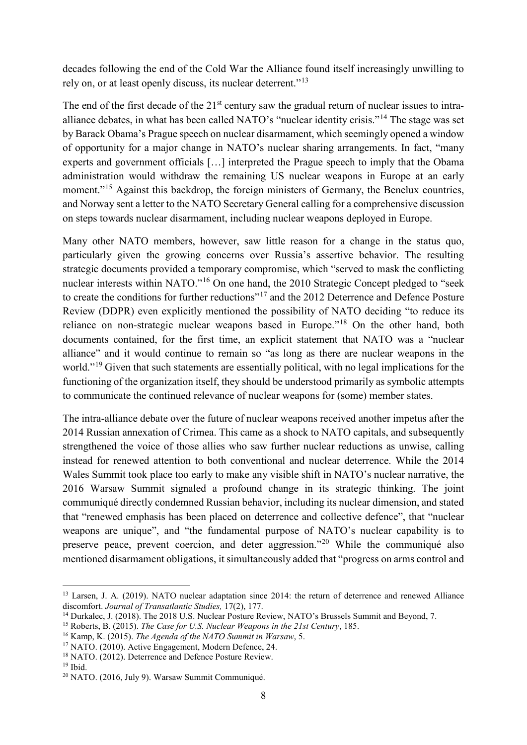decades following the end of the Cold War the Alliance found itself increasingly unwilling to rely on, or at least openly discuss, its nuclear deterrent."[13]

The end of the first decade of the 21st century saw the gradual return of nuclear issues to intra-alliance debates, in what has been called NATO's "nuclear identity crisis."[14] The stage was set by Barack Obama's Prague speech on nuclear disarmament, which seemingly opened a window of opportunity for a major change in NATO's nuclear sharing arrangements. In fact, "many experts and government officials […] interpreted the Prague speech to imply that the Obama administration would withdraw the remaining US nuclear weapons in Europe at an early moment."[15] Against this backdrop, the foreign ministers of Germany, the Benelux countries, and Norway sent a letter to the NATO Secretary General calling for a comprehensive discussion on steps towards nuclear disarmament, including nuclear weapons deployed in Europe.

Many other NATO members, however, saw little reason for a change in the status quo, particularly given the growing concerns over Russia's assertive behavior. The resulting strategic documents provided a temporary compromise, which "served to mask the conflicting nuclear interests within NATO."[16] On one hand, the 2010 Strategic Concept pledged to "seek to create the conditions for further reductions"[17] and the 2012 Deterrence and Defence Posture Review (DDPR) even explicitly mentioned the possibility of NATO deciding "to reduce its reliance on non-strategic nuclear weapons based in Europe."[18] On the other hand, both documents contained, for the first time, an explicit statement that NATO was a "nuclear alliance" and it would continue to remain so "as long as there are nuclear weapons in the world."[19] Given that such statements are essentially political, with no legal implications for the functioning of the organization itself, they should be understood primarily as symbolic attempts to communicate the continued relevance of nuclear weapons for (some) member states.

The intra-alliance debate over the future of nuclear weapons received another impetus after the 2014 Russian annexation of Crimea. This came as a shock to NATO capitals, and subsequently strengthened the voice of those allies who saw further nuclear reductions as unwise, calling instead for renewed attention to both conventional and nuclear deterrence. While the 2014 Wales Summit took place too early to make any visible shift in NATO's nuclear narrative, the 2016 Warsaw Summit signaled a profound change in its strategic thinking. The joint communiqué directly condemned Russian behavior, including its nuclear dimension, and stated that "renewed emphasis has been placed on deterrence and collective defence", that "nuclear weapons are unique", and "the fundamental purpose of NATO's nuclear capability is to preserve peace, prevent coercion, and deter aggression."[20] While the communiqué also mentioned disarmament obligations, it simultaneously added that "progress on arms control and

---

[13] Larsen, J. A. (2019). NATO nuclear adaptation since 2014: the return of deterrence and renewed Alliance discomfort. *Journal of Transatlantic Studies,* 17(2), 177.

[14] Durkalec, J. (2018). The 2018 U.S. Nuclear Posture Review, NATO's Brussels Summit and Beyond, 7.

[15] Roberts, B. (2015). *The Case for U.S. Nuclear Weapons in the 21st Century*, 185.

[16] Kamp, K. (2015). *The Agenda of the NATO Summit in Warsaw*, 5.

[17] NATO. (2010). Active Engagement, Modern Defence, 24.

[18] NATO. (2012). Deterrence and Defence Posture Review.

[19] Ibid.

[20] NATO. (2016, July 9). Warsaw Summit Communiqué.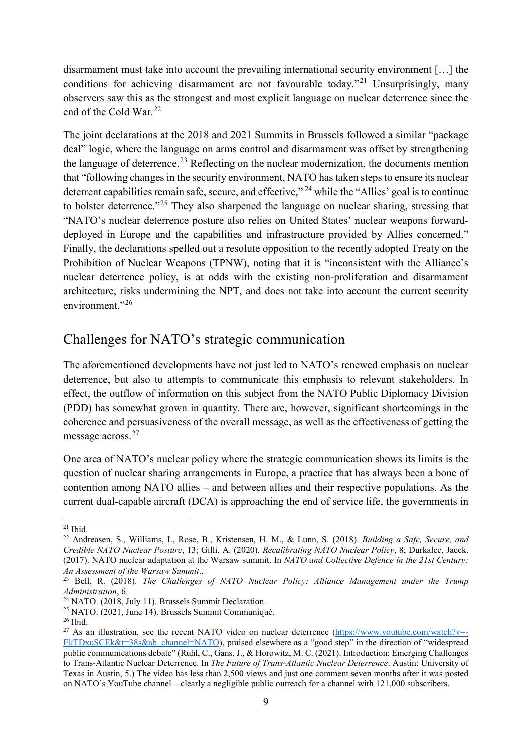disarmament must take into account the prevailing international security environment […] the conditions for achieving disarmament are not favourable today."[21] Unsurprisingly, many observers saw this as the strongest and most explicit language on nuclear deterrence since the end of the Cold War.[22]

The joint declarations at the 2018 and 2021 Summits in Brussels followed a similar "package deal" logic, where the language on arms control and disarmament was offset by strengthening the language of deterrence.[23] Reflecting on the nuclear modernization, the documents mention that "following changes in the security environment, NATO has taken steps to ensure its nuclear deterrent capabilities remain safe, secure, and effective,"[24] while the "Allies' goal is to continue to bolster deterrence."[25] They also sharpened the language on nuclear sharing, stressing that "NATO's nuclear deterrence posture also relies on United States' nuclear weapons forward-deployed in Europe and the capabilities and infrastructure provided by Allies concerned." Finally, the declarations spelled out a resolute opposition to the recently adopted Treaty on the Prohibition of Nuclear Weapons (TPNW), noting that it is "inconsistent with the Alliance's nuclear deterrence policy, is at odds with the existing non-proliferation and disarmament architecture, risks undermining the NPT, and does not take into account the current security environment."[26]

## Challenges for NATO's strategic communication

The aforementioned developments have not just led to NATO's renewed emphasis on nuclear deterrence, but also to attempts to communicate this emphasis to relevant stakeholders. In effect, the outflow of information on this subject from the NATO Public Diplomacy Division (PDD) has somewhat grown in quantity. There are, however, significant shortcomings in the coherence and persuasiveness of the overall message, as well as the effectiveness of getting the message across.[27]

One area of NATO's nuclear policy where the strategic communication shows its limits is the question of nuclear sharing arrangements in Europe, a practice that has always been a bone of contention among NATO allies – and between allies and their respective populations. As the current dual-capable aircraft (DCA) is approaching the end of service life, the governments in

---

[21] Ibid.

[22] Andreasen, S., Williams, I., Rose, B., Kristensen, H. M., & Lunn, S. (2018). *Building a Safe, Secure, and Credible NATO Nuclear Posture*, 13; Gilli, A. (2020). *Recalibrating NATO Nuclear Policy*, 8; Durkalec, Jacek. (2017). NATO nuclear adaptation at the Warsaw summit. In *NATO and Collective Defence in the 21st Century: An Assessment of the Warsaw Summit*..

[23] Bell, R. (2018). *The Challenges of NATO Nuclear Policy: Alliance Management under the Trump Administration*, 6.

[24] NATO. (2018, July 11). Brussels Summit Declaration.

[25] NATO. (2021, June 14). Brussels Summit Communiqué.

[26] Ibid.

[27] As an illustration, see the recent NATO video on nuclear deterrence (https://www.youtube.com/watch?v=-EkTDxuSCEk&t=38s&ab_channel=NATO), praised elsewhere as a "good step" in the direction of "widespread public communications debate" (Ruhl, C., Gans, J., & Horowitz, M. C. (2021). Introduction: Emerging Challenges to Trans-Atlantic Nuclear Deterrence. In *The Future of Trans-Atlantic Nuclear Deterrence*. Austin: University of Texas in Austin, 5.) The video has less than 2,500 views and just one comment seven months after it was posted on NATO's YouTube channel – clearly a negligible public outreach for a channel with 121,000 subscribers.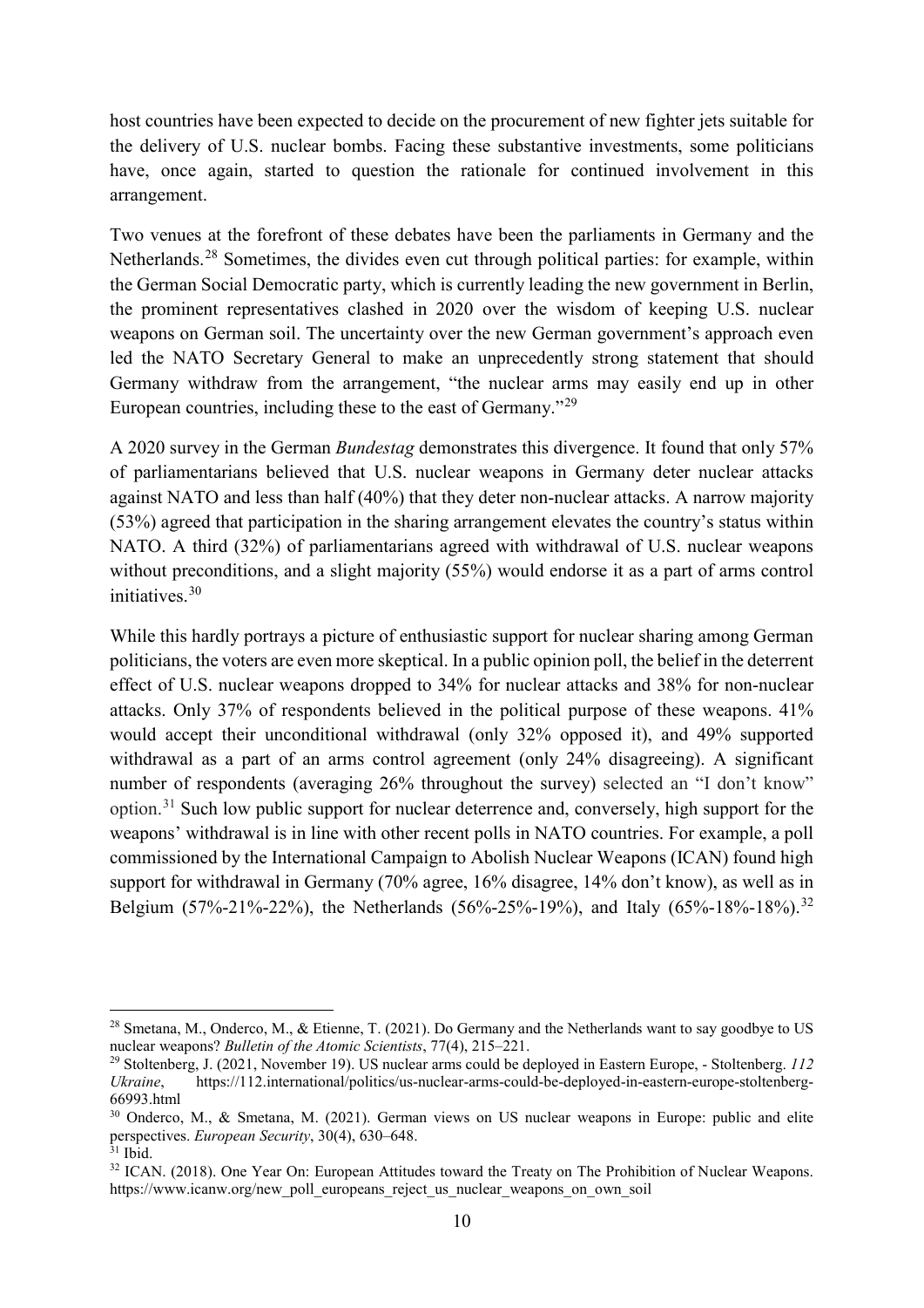host countries have been expected to decide on the procurement of new fighter jets suitable for the delivery of U.S. nuclear bombs. Facing these substantive investments, some politicians have, once again, started to question the rationale for continued involvement in this arrangement.

Two venues at the forefront of these debates have been the parliaments in Germany and the Netherlands.[28] Sometimes, the divides even cut through political parties: for example, within the German Social Democratic party, which is currently leading the new government in Berlin, the prominent representatives clashed in 2020 over the wisdom of keeping U.S. nuclear weapons on German soil. The uncertainty over the new German government's approach even led the NATO Secretary General to make an unprecedently strong statement that should Germany withdraw from the arrangement, "the nuclear arms may easily end up in other European countries, including these to the east of Germany."[29]

A 2020 survey in the German *Bundestag* demonstrates this divergence. It found that only 57% of parliamentarians believed that U.S. nuclear weapons in Germany deter nuclear attacks against NATO and less than half (40%) that they deter non-nuclear attacks. A narrow majority (53%) agreed that participation in the sharing arrangement elevates the country's status within NATO. A third (32%) of parliamentarians agreed with withdrawal of U.S. nuclear weapons without preconditions, and a slight majority (55%) would endorse it as a part of arms control initiatives.[30]

While this hardly portrays a picture of enthusiastic support for nuclear sharing among German politicians, the voters are even more skeptical. In a public opinion poll, the belief in the deterrent effect of U.S. nuclear weapons dropped to 34% for nuclear attacks and 38% for non-nuclear attacks. Only 37% of respondents believed in the political purpose of these weapons. 41% would accept their unconditional withdrawal (only 32% opposed it), and 49% supported withdrawal as a part of an arms control agreement (only 24% disagreeing). A significant number of respondents (averaging 26% throughout the survey) selected an "I don't know" option.[31] Such low public support for nuclear deterrence and, conversely, high support for the weapons' withdrawal is in line with other recent polls in NATO countries. For example, a poll commissioned by the International Campaign to Abolish Nuclear Weapons (ICAN) found high support for withdrawal in Germany (70% agree, 16% disagree, 14% don't know), as well as in Belgium (57%-21%-22%), the Netherlands (56%-25%-19%), and Italy (65%-18%-18%).[32]

---

[28] Smetana, M., Onderco, M., & Etienne, T. (2021). Do Germany and the Netherlands want to say goodbye to US nuclear weapons? *Bulletin of the Atomic Scientists*, 77(4), 215–221.

[29] Stoltenberg, J. (2021, November 19). US nuclear arms could be deployed in Eastern Europe, - Stoltenberg. *112 Ukraine*, https://112.international/politics/us-nuclear-arms-could-be-deployed-in-eastern-europe-stoltenberg-66993.html

[30] Onderco, M., & Smetana, M. (2021). German views on US nuclear weapons in Europe: public and elite perspectives. *European Security*, 30(4), 630–648.

[31] Ibid.

[32] ICAN. (2018). One Year On: European Attitudes toward the Treaty on The Prohibition of Nuclear Weapons. https://www.icanw.org/new_poll_europeans_reject_us_nuclear_weapons_on_own_soil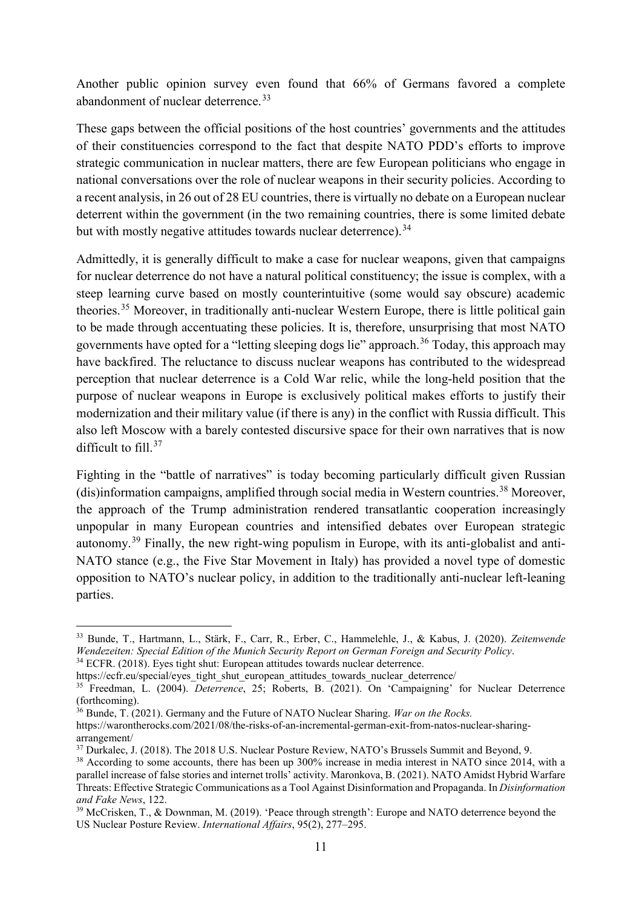Another public opinion survey even found that 66% of Germans favored a complete abandonment of nuclear deterrence.[33]

These gaps between the official positions of the host countries' governments and the attitudes of their constituencies correspond to the fact that despite NATO PDD's efforts to improve strategic communication in nuclear matters, there are few European politicians who engage in national conversations over the role of nuclear weapons in their security policies. According to a recent analysis, in 26 out of 28 EU countries, there is virtually no debate on a European nuclear deterrent within the government (in the two remaining countries, there is some limited debate but with mostly negative attitudes towards nuclear deterrence).[34]

Admittedly, it is generally difficult to make a case for nuclear weapons, given that campaigns for nuclear deterrence do not have a natural political constituency; the issue is complex, with a steep learning curve based on mostly counterintuitive (some would say obscure) academic theories.[35] Moreover, in traditionally anti-nuclear Western Europe, there is little political gain to be made through accentuating these policies. It is, therefore, unsurprising that most NATO governments have opted for a "letting sleeping dogs lie" approach.[36] Today, this approach may have backfired. The reluctance to discuss nuclear weapons has contributed to the widespread perception that nuclear deterrence is a Cold War relic, while the long-held position that the purpose of nuclear weapons in Europe is exclusively political makes efforts to justify their modernization and their military value (if there is any) in the conflict with Russia difficult. This also left Moscow with a barely contested discursive space for their own narratives that is now difficult to fill.[37]

Fighting in the "battle of narratives" is today becoming particularly difficult given Russian (dis)information campaigns, amplified through social media in Western countries.[38] Moreover, the approach of the Trump administration rendered transatlantic cooperation increasingly unpopular in many European countries and intensified debates over European strategic autonomy.[39] Finally, the new right-wing populism in Europe, with its anti-globalist and anti-NATO stance (e.g., the Five Star Movement in Italy) has provided a novel type of domestic opposition to NATO's nuclear policy, in addition to the traditionally anti-nuclear left-leaning parties.

---

[33] Bunde, T., Hartmann, L., Stärk, F., Carr, R., Erber, C., Hammelehle, J., & Kabus, J. (2020). *Zeitenwende Wendezeiten: Special Edition of the Munich Security Report on German Foreign and Security Policy*.

[34] ECFR. (2018). Eyes tight shut: European attitudes towards nuclear deterrence. https://ecfr.eu/special/eyes_tight_shut_european_attitudes_towards_nuclear_deterrence/

[35] Freedman, L. (2004). *Deterrence*, 25; Roberts, B. (2021). On 'Campaigning' for Nuclear Deterrence (forthcoming).

[36] Bunde, T. (2021). Germany and the Future of NATO Nuclear Sharing. *War on the Rocks.* https://warontherocks.com/2021/08/the-risks-of-an-incremental-german-exit-from-natos-nuclear-sharing-arrangement/

[37] Durkalec, J. (2018). The 2018 U.S. Nuclear Posture Review, NATO's Brussels Summit and Beyond, 9.

[38] According to some accounts, there has been up 300% increase in media interest in NATO since 2014, with a parallel increase of false stories and internet trolls' activity. Maronkova, B. (2021). NATO Amidst Hybrid Warfare Threats: Effective Strategic Communications as a Tool Against Disinformation and Propaganda. In *Disinformation and Fake News*, 122.

[39] McCrisken, T., & Downman, M. (2019). 'Peace through strength': Europe and NATO deterrence beyond the US Nuclear Posture Review. *International Affairs*, 95(2), 277–295.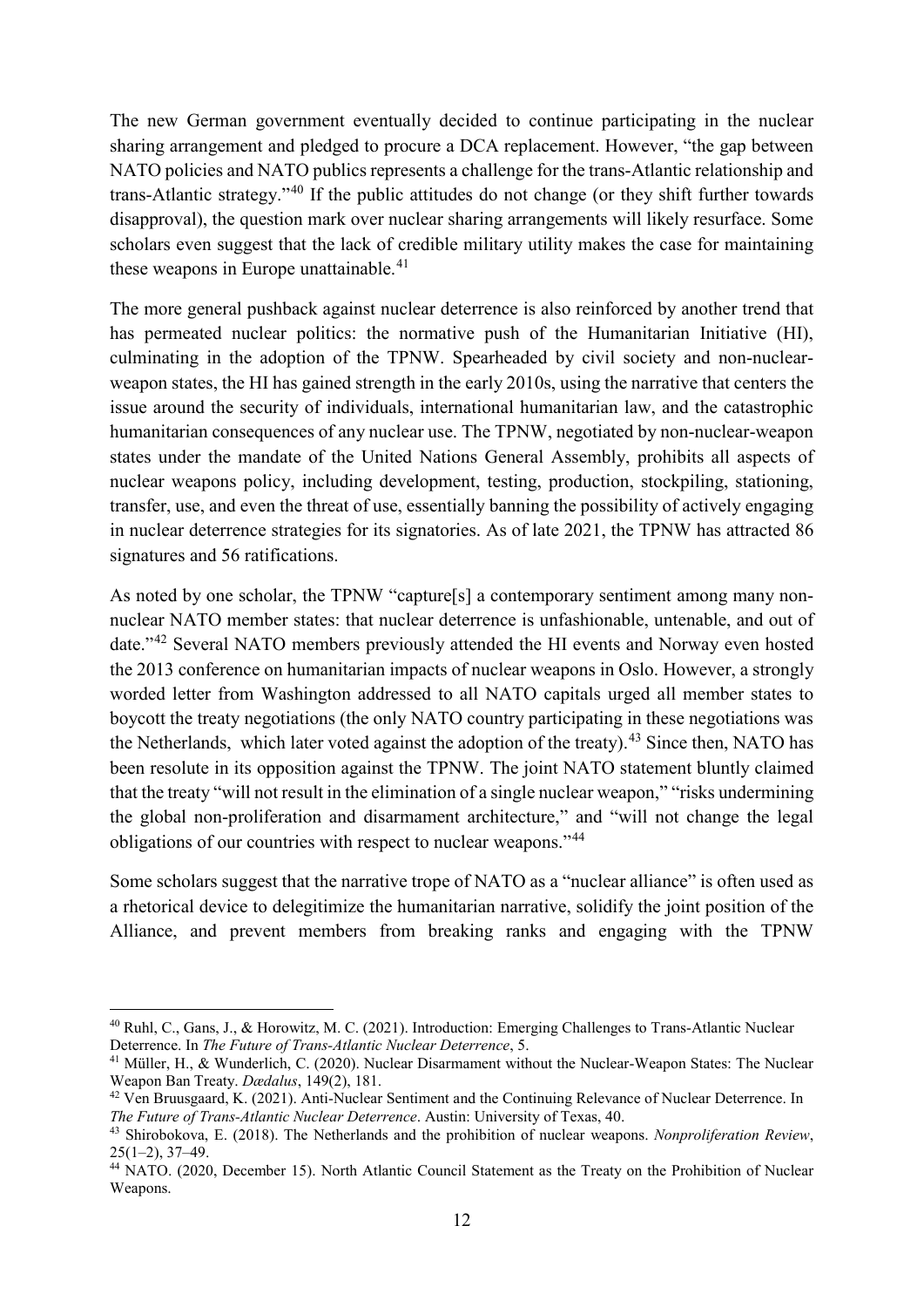The new German government eventually decided to continue participating in the nuclear sharing arrangement and pledged to procure a DCA replacement. However, "the gap between NATO policies and NATO publics represents a challenge for the trans-Atlantic relationship and trans-Atlantic strategy."[40] If the public attitudes do not change (or they shift further towards disapproval), the question mark over nuclear sharing arrangements will likely resurface. Some scholars even suggest that the lack of credible military utility makes the case for maintaining these weapons in Europe unattainable.[41]

The more general pushback against nuclear deterrence is also reinforced by another trend that has permeated nuclear politics: the normative push of the Humanitarian Initiative (HI), culminating in the adoption of the TPNW. Spearheaded by civil society and non-nuclear-weapon states, the HI has gained strength in the early 2010s, using the narrative that centers the issue around the security of individuals, international humanitarian law, and the catastrophic humanitarian consequences of any nuclear use. The TPNW, negotiated by non-nuclear-weapon states under the mandate of the United Nations General Assembly, prohibits all aspects of nuclear weapons policy, including development, testing, production, stockpiling, stationing, transfer, use, and even the threat of use, essentially banning the possibility of actively engaging in nuclear deterrence strategies for its signatories. As of late 2021, the TPNW has attracted 86 signatures and 56 ratifications.

As noted by one scholar, the TPNW "capture[s] a contemporary sentiment among many non-nuclear NATO member states: that nuclear deterrence is unfashionable, untenable, and out of date."[42] Several NATO members previously attended the HI events and Norway even hosted the 2013 conference on humanitarian impacts of nuclear weapons in Oslo. However, a strongly worded letter from Washington addressed to all NATO capitals urged all member states to boycott the treaty negotiations (the only NATO country participating in these negotiations was the Netherlands, which later voted against the adoption of the treaty).[43] Since then, NATO has been resolute in its opposition against the TPNW. The joint NATO statement bluntly claimed that the treaty "will not result in the elimination of a single nuclear weapon," "risks undermining the global non-proliferation and disarmament architecture," and "will not change the legal obligations of our countries with respect to nuclear weapons."[44]

Some scholars suggest that the narrative trope of NATO as a "nuclear alliance" is often used as a rhetorical device to delegitimize the humanitarian narrative, solidify the joint position of the Alliance, and prevent members from breaking ranks and engaging with the TPNW

---

[40] Ruhl, C., Gans, J., & Horowitz, M. C. (2021). Introduction: Emerging Challenges to Trans-Atlantic Nuclear Deterrence. In *The Future of Trans-Atlantic Nuclear Deterrence*, 5.

[41] Müller, H., & Wunderlich, C. (2020). Nuclear Disarmament without the Nuclear-Weapon States: The Nuclear Weapon Ban Treaty. *Dædalus*, 149(2), 181.

[42] Ven Bruusgaard, K. (2021). Anti-Nuclear Sentiment and the Continuing Relevance of Nuclear Deterrence. In *The Future of Trans-Atlantic Nuclear Deterrence*. Austin: University of Texas, 40.

[43] Shirobokova, E. (2018). The Netherlands and the prohibition of nuclear weapons. *Nonproliferation Review*, 25(1–2), 37–49.

[44] NATO. (2020, December 15). North Atlantic Council Statement as the Treaty on the Prohibition of Nuclear Weapons.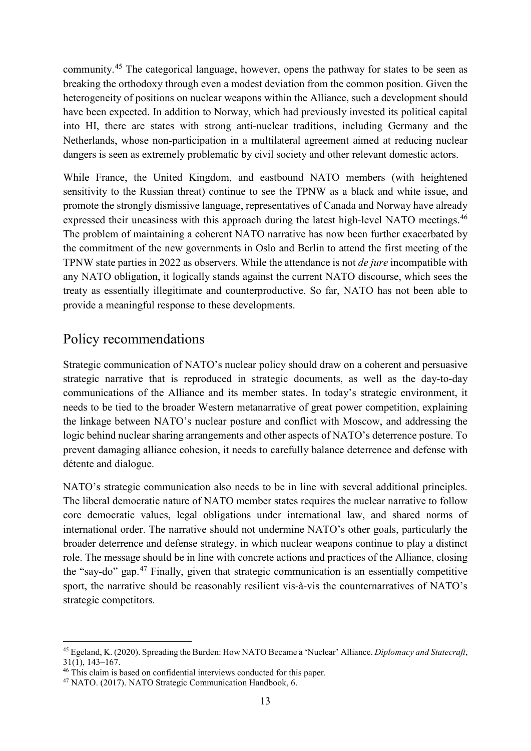community.[45] The categorical language, however, opens the pathway for states to be seen as breaking the orthodoxy through even a modest deviation from the common position. Given the heterogeneity of positions on nuclear weapons within the Alliance, such a development should have been expected. In addition to Norway, which had previously invested its political capital into HI, there are states with strong anti-nuclear traditions, including Germany and the Netherlands, whose non-participation in a multilateral agreement aimed at reducing nuclear dangers is seen as extremely problematic by civil society and other relevant domestic actors.

While France, the United Kingdom, and eastbound NATO members (with heightened sensitivity to the Russian threat) continue to see the TPNW as a black and white issue, and promote the strongly dismissive language, representatives of Canada and Norway have already expressed their uneasiness with this approach during the latest high-level NATO meetings.[46] The problem of maintaining a coherent NATO narrative has now been further exacerbated by the commitment of the new governments in Oslo and Berlin to attend the first meeting of the TPNW state parties in 2022 as observers. While the attendance is not *de jure* incompatible with any NATO obligation, it logically stands against the current NATO discourse, which sees the treaty as essentially illegitimate and counterproductive. So far, NATO has not been able to provide a meaningful response to these developments.

## Policy recommendations

Strategic communication of NATO's nuclear policy should draw on a coherent and persuasive strategic narrative that is reproduced in strategic documents, as well as the day-to-day communications of the Alliance and its member states. In today's strategic environment, it needs to be tied to the broader Western metanarrative of great power competition, explaining the linkage between NATO's nuclear posture and conflict with Moscow, and addressing the logic behind nuclear sharing arrangements and other aspects of NATO's deterrence posture. To prevent damaging alliance cohesion, it needs to carefully balance deterrence and defense with détente and dialogue.

NATO's strategic communication also needs to be in line with several additional principles. The liberal democratic nature of NATO member states requires the nuclear narrative to follow core democratic values, legal obligations under international law, and shared norms of international order. The narrative should not undermine NATO's other goals, particularly the broader deterrence and defense strategy, in which nuclear weapons continue to play a distinct role. The message should be in line with concrete actions and practices of the Alliance, closing the "say-do" gap.[47] Finally, given that strategic communication is an essentially competitive sport, the narrative should be reasonably resilient vis-à-vis the counternarratives of NATO's strategic competitors.

---

[45] Egeland, K. (2020). Spreading the Burden: How NATO Became a 'Nuclear' Alliance. *Diplomacy and Statecraft*, 31(1), 143–167.

[46] This claim is based on confidential interviews conducted for this paper.

[47] NATO. (2017). NATO Strategic Communication Handbook, 6.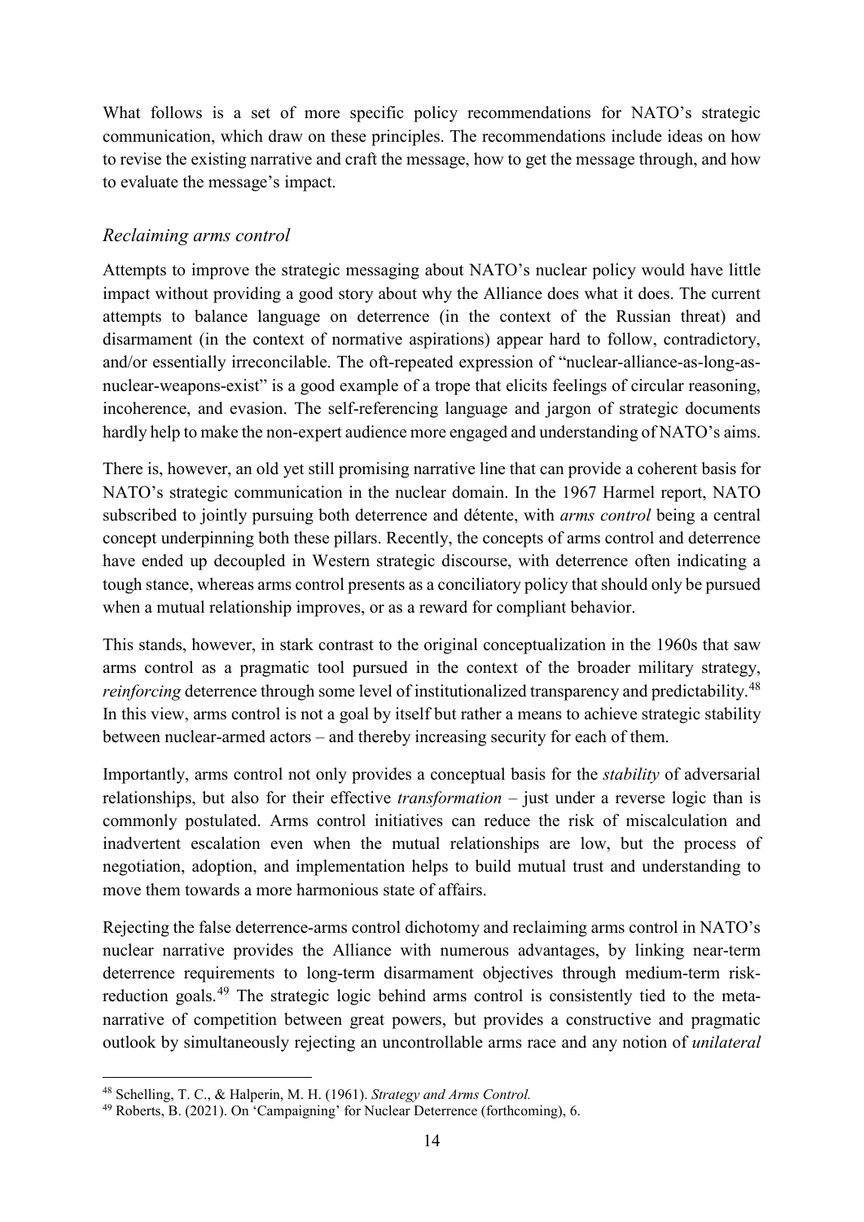What follows is a set of more specific policy recommendations for NATO's strategic communication, which draw on these principles. The recommendations include ideas on how to revise the existing narrative and craft the message, how to get the message through, and how to evaluate the message's impact.

### *Reclaiming arms control*

Attempts to improve the strategic messaging about NATO's nuclear policy would have little impact without providing a good story about why the Alliance does what it does. The current attempts to balance language on deterrence (in the context of the Russian threat) and disarmament (in the context of normative aspirations) appear hard to follow, contradictory, and/or essentially irreconcilable. The oft-repeated expression of "nuclear-alliance-as-long-as-nuclear-weapons-exist" is a good example of a trope that elicits feelings of circular reasoning, incoherence, and evasion. The self-referencing language and jargon of strategic documents hardly help to make the non-expert audience more engaged and understanding of NATO's aims.

There is, however, an old yet still promising narrative line that can provide a coherent basis for NATO's strategic communication in the nuclear domain. In the 1967 Harmel report, NATO subscribed to jointly pursuing both deterrence and détente, with *arms control* being a central concept underpinning both these pillars. Recently, the concepts of arms control and deterrence have ended up decoupled in Western strategic discourse, with deterrence often indicating a tough stance, whereas arms control presents as a conciliatory policy that should only be pursued when a mutual relationship improves, or as a reward for compliant behavior.

This stands, however, in stark contrast to the original conceptualization in the 1960s that saw arms control as a pragmatic tool pursued in the context of the broader military strategy, *reinforcing* deterrence through some level of institutionalized transparency and predictability.[48] In this view, arms control is not a goal by itself but rather a means to achieve strategic stability between nuclear-armed actors – and thereby increasing security for each of them.

Importantly, arms control not only provides a conceptual basis for the *stability* of adversarial relationships, but also for their effective *transformation* – just under a reverse logic than is commonly postulated. Arms control initiatives can reduce the risk of miscalculation and inadvertent escalation even when the mutual relationships are low, but the process of negotiation, adoption, and implementation helps to build mutual trust and understanding to move them towards a more harmonious state of affairs.

Rejecting the false deterrence-arms control dichotomy and reclaiming arms control in NATO's nuclear narrative provides the Alliance with numerous advantages, by linking near-term deterrence requirements to long-term disarmament objectives through medium-term risk-reduction goals.[49] The strategic logic behind arms control is consistently tied to the meta-narrative of competition between great powers, but provides a constructive and pragmatic outlook by simultaneously rejecting an uncontrollable arms race and any notion of *unilateral*

---

[48] Schelling, T. C., & Halperin, M. H. (1961). *Strategy and Arms Control.*

[49] Roberts, B. (2021). On 'Campaigning' for Nuclear Deterrence (forthcoming), 6.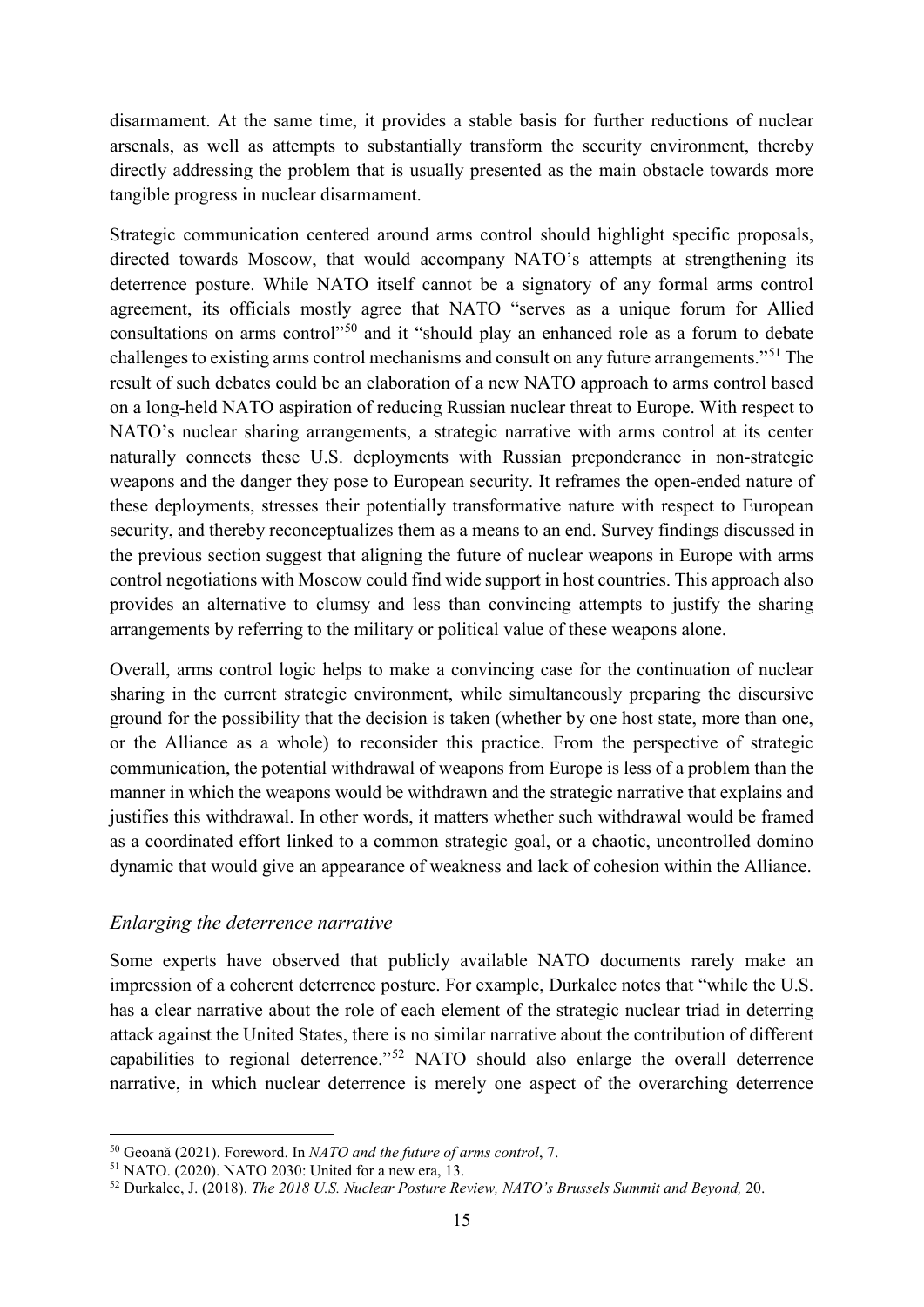disarmament. At the same time, it provides a stable basis for further reductions of nuclear arsenals, as well as attempts to substantially transform the security environment, thereby directly addressing the problem that is usually presented as the main obstacle towards more tangible progress in nuclear disarmament.

Strategic communication centered around arms control should highlight specific proposals, directed towards Moscow, that would accompany NATO's attempts at strengthening its deterrence posture. While NATO itself cannot be a signatory of any formal arms control agreement, its officials mostly agree that NATO "serves as a unique forum for Allied consultations on arms control"[50] and it "should play an enhanced role as a forum to debate challenges to existing arms control mechanisms and consult on any future arrangements."[51] The result of such debates could be an elaboration of a new NATO approach to arms control based on a long-held NATO aspiration of reducing Russian nuclear threat to Europe. With respect to NATO's nuclear sharing arrangements, a strategic narrative with arms control at its center naturally connects these U.S. deployments with Russian preponderance in non-strategic weapons and the danger they pose to European security. It reframes the open-ended nature of these deployments, stresses their potentially transformative nature with respect to European security, and thereby reconceptualizes them as a means to an end. Survey findings discussed in the previous section suggest that aligning the future of nuclear weapons in Europe with arms control negotiations with Moscow could find wide support in host countries. This approach also provides an alternative to clumsy and less than convincing attempts to justify the sharing arrangements by referring to the military or political value of these weapons alone.

Overall, arms control logic helps to make a convincing case for the continuation of nuclear sharing in the current strategic environment, while simultaneously preparing the discursive ground for the possibility that the decision is taken (whether by one host state, more than one, or the Alliance as a whole) to reconsider this practice. From the perspective of strategic communication, the potential withdrawal of weapons from Europe is less of a problem than the manner in which the weapons would be withdrawn and the strategic narrative that explains and justifies this withdrawal. In other words, it matters whether such withdrawal would be framed as a coordinated effort linked to a common strategic goal, or a chaotic, uncontrolled domino dynamic that would give an appearance of weakness and lack of cohesion within the Alliance.

### *Enlarging the deterrence narrative*

Some experts have observed that publicly available NATO documents rarely make an impression of a coherent deterrence posture. For example, Durkalec notes that "while the U.S. has a clear narrative about the role of each element of the strategic nuclear triad in deterring attack against the United States, there is no similar narrative about the contribution of different capabilities to regional deterrence."[52] NATO should also enlarge the overall deterrence narrative, in which nuclear deterrence is merely one aspect of the overarching deterrence

---

[50] Geoană (2021). Foreword. In *NATO and the future of arms control*, 7.

[51] NATO. (2020). NATO 2030: United for a new era, 13.

[52] Durkalec, J. (2018). *The 2018 U.S. Nuclear Posture Review, NATO's Brussels Summit and Beyond,* 20.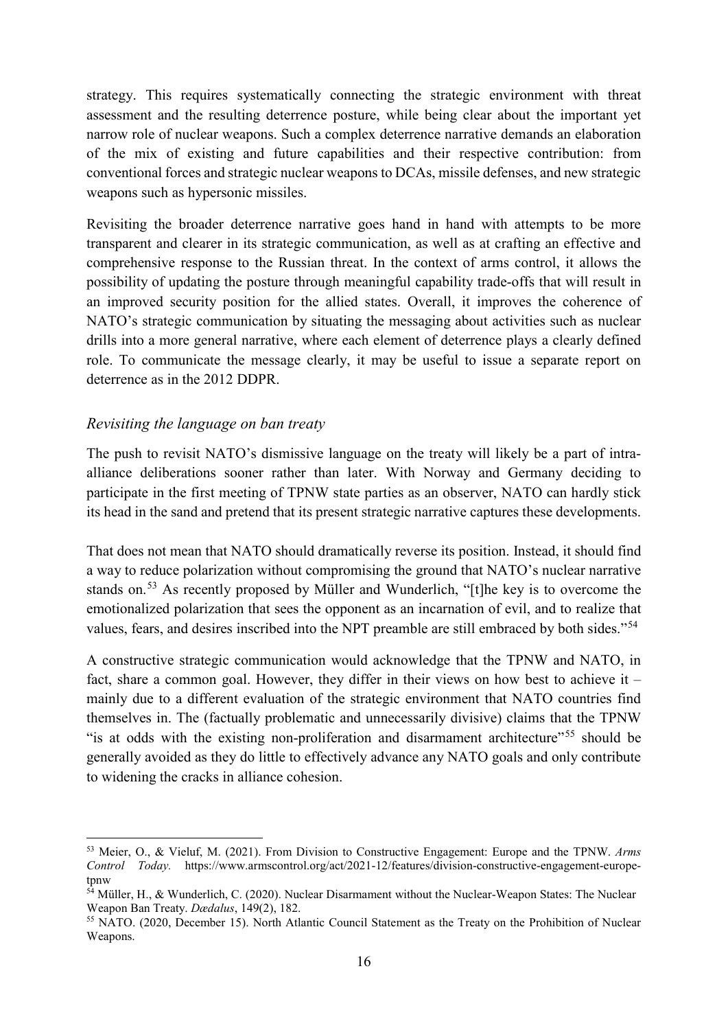strategy. This requires systematically connecting the strategic environment with threat assessment and the resulting deterrence posture, while being clear about the important yet narrow role of nuclear weapons. Such a complex deterrence narrative demands an elaboration of the mix of existing and future capabilities and their respective contribution: from conventional forces and strategic nuclear weapons to DCAs, missile defenses, and new strategic weapons such as hypersonic missiles.

Revisiting the broader deterrence narrative goes hand in hand with attempts to be more transparent and clearer in its strategic communication, as well as at crafting an effective and comprehensive response to the Russian threat. In the context of arms control, it allows the possibility of updating the posture through meaningful capability trade-offs that will result in an improved security position for the allied states. Overall, it improves the coherence of NATO's strategic communication by situating the messaging about activities such as nuclear drills into a more general narrative, where each element of deterrence plays a clearly defined role. To communicate the message clearly, it may be useful to issue a separate report on deterrence as in the 2012 DDPR.

### *Revisiting the language on ban treaty*

The push to revisit NATO's dismissive language on the treaty will likely be a part of intra-alliance deliberations sooner rather than later. With Norway and Germany deciding to participate in the first meeting of TPNW state parties as an observer, NATO can hardly stick its head in the sand and pretend that its present strategic narrative captures these developments.

That does not mean that NATO should dramatically reverse its position. Instead, it should find a way to reduce polarization without compromising the ground that NATO's nuclear narrative stands on.[53] As recently proposed by Müller and Wunderlich, "[t]he key is to overcome the emotionalized polarization that sees the opponent as an incarnation of evil, and to realize that values, fears, and desires inscribed into the NPT preamble are still embraced by both sides."[54]

A constructive strategic communication would acknowledge that the TPNW and NATO, in fact, share a common goal. However, they differ in their views on how best to achieve it – mainly due to a different evaluation of the strategic environment that NATO countries find themselves in. The (factually problematic and unnecessarily divisive) claims that the TPNW "is at odds with the existing non-proliferation and disarmament architecture"[55] should be generally avoided as they do little to effectively advance any NATO goals and only contribute to widening the cracks in alliance cohesion.

---

[53] Meier, O., & Vieluf, M. (2021). From Division to Constructive Engagement: Europe and the TPNW. *Arms Control Today.* https://www.armscontrol.org/act/2021-12/features/division-constructive-engagement-europe-tpnw

[54] Müller, H., & Wunderlich, C. (2020). Nuclear Disarmament without the Nuclear-Weapon States: The Nuclear Weapon Ban Treaty. *Dædalus*, 149(2), 182.

[55] NATO. (2020, December 15). North Atlantic Council Statement as the Treaty on the Prohibition of Nuclear Weapons.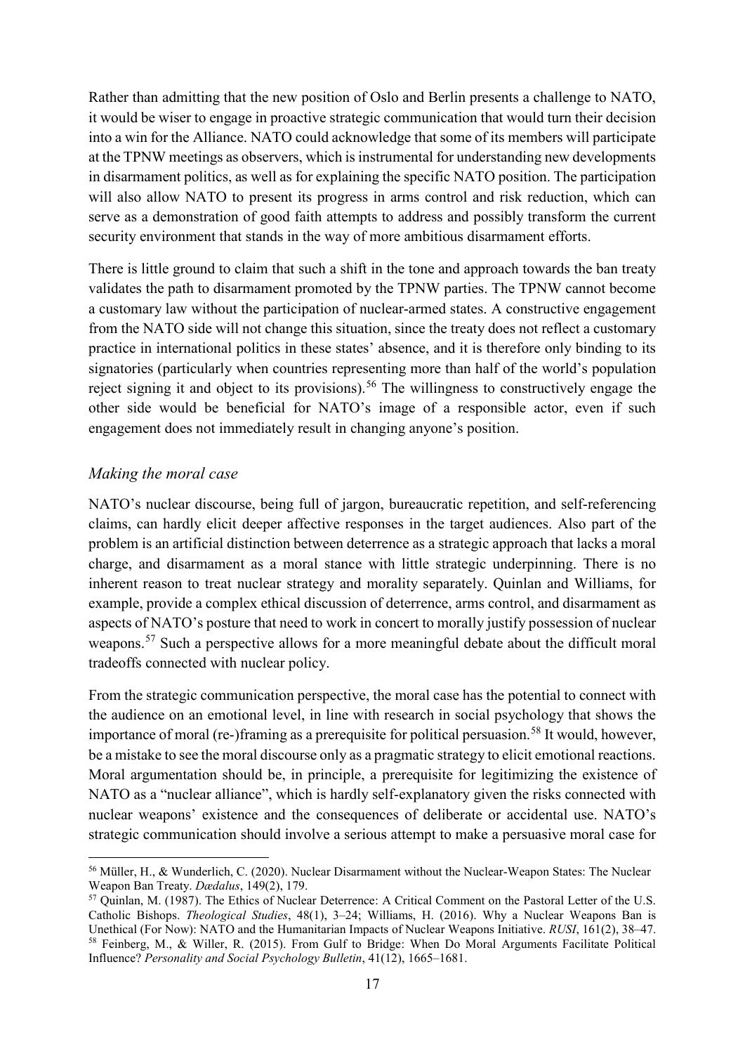Rather than admitting that the new position of Oslo and Berlin presents a challenge to NATO, it would be wiser to engage in proactive strategic communication that would turn their decision into a win for the Alliance. NATO could acknowledge that some of its members will participate at the TPNW meetings as observers, which is instrumental for understanding new developments in disarmament politics, as well as for explaining the specific NATO position. The participation will also allow NATO to present its progress in arms control and risk reduction, which can serve as a demonstration of good faith attempts to address and possibly transform the current security environment that stands in the way of more ambitious disarmament efforts.

There is little ground to claim that such a shift in the tone and approach towards the ban treaty validates the path to disarmament promoted by the TPNW parties. The TPNW cannot become a customary law without the participation of nuclear-armed states. A constructive engagement from the NATO side will not change this situation, since the treaty does not reflect a customary practice in international politics in these states' absence, and it is therefore only binding to its signatories (particularly when countries representing more than half of the world's population reject signing it and object to its provisions).[56] The willingness to constructively engage the other side would be beneficial for NATO's image of a responsible actor, even if such engagement does not immediately result in changing anyone's position.

### *Making the moral case*

NATO's nuclear discourse, being full of jargon, bureaucratic repetition, and self-referencing claims, can hardly elicit deeper affective responses in the target audiences. Also part of the problem is an artificial distinction between deterrence as a strategic approach that lacks a moral charge, and disarmament as a moral stance with little strategic underpinning. There is no inherent reason to treat nuclear strategy and morality separately. Quinlan and Williams, for example, provide a complex ethical discussion of deterrence, arms control, and disarmament as aspects of NATO's posture that need to work in concert to morally justify possession of nuclear weapons.[57] Such a perspective allows for a more meaningful debate about the difficult moral tradeoffs connected with nuclear policy.

From the strategic communication perspective, the moral case has the potential to connect with the audience on an emotional level, in line with research in social psychology that shows the importance of moral (re-)framing as a prerequisite for political persuasion.[58] It would, however, be a mistake to see the moral discourse only as a pragmatic strategy to elicit emotional reactions. Moral argumentation should be, in principle, a prerequisite for legitimizing the existence of NATO as a "nuclear alliance", which is hardly self-explanatory given the risks connected with nuclear weapons' existence and the consequences of deliberate or accidental use. NATO's strategic communication should involve a serious attempt to make a persuasive moral case for

---

[56] Müller, H., & Wunderlich, C. (2020). Nuclear Disarmament without the Nuclear-Weapon States: The Nuclear Weapon Ban Treaty. *Dædalus*, 149(2), 179.

[57] Quinlan, M. (1987). The Ethics of Nuclear Deterrence: A Critical Comment on the Pastoral Letter of the U.S. Catholic Bishops. *Theological Studies*, 48(1), 3–24; Williams, H. (2016). Why a Nuclear Weapons Ban is Unethical (For Now): NATO and the Humanitarian Impacts of Nuclear Weapons Initiative. *RUSI*, 161(2), 38–47.

[58] Feinberg, M., & Willer, R. (2015). From Gulf to Bridge: When Do Moral Arguments Facilitate Political Influence? *Personality and Social Psychology Bulletin*, 41(12), 1665–1681.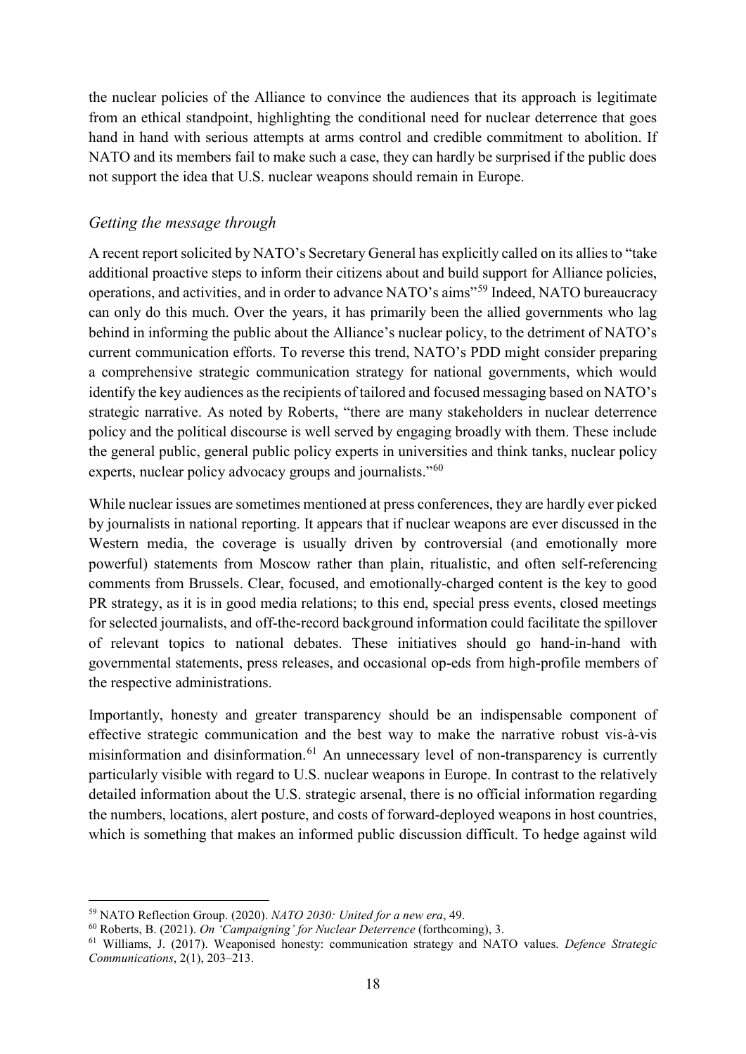the nuclear policies of the Alliance to convince the audiences that its approach is legitimate from an ethical standpoint, highlighting the conditional need for nuclear deterrence that goes hand in hand with serious attempts at arms control and credible commitment to abolition. If NATO and its members fail to make such a case, they can hardly be surprised if the public does not support the idea that U.S. nuclear weapons should remain in Europe.

### *Getting the message through*

A recent report solicited by NATO's Secretary General has explicitly called on its allies to "take additional proactive steps to inform their citizens about and build support for Alliance policies, operations, and activities, and in order to advance NATO's aims"[59] Indeed, NATO bureaucracy can only do this much. Over the years, it has primarily been the allied governments who lag behind in informing the public about the Alliance's nuclear policy, to the detriment of NATO's current communication efforts. To reverse this trend, NATO's PDD might consider preparing a comprehensive strategic communication strategy for national governments, which would identify the key audiences as the recipients of tailored and focused messaging based on NATO's strategic narrative. As noted by Roberts, "there are many stakeholders in nuclear deterrence policy and the political discourse is well served by engaging broadly with them. These include the general public, general public policy experts in universities and think tanks, nuclear policy experts, nuclear policy advocacy groups and journalists."[60]

While nuclear issues are sometimes mentioned at press conferences, they are hardly ever picked by journalists in national reporting. It appears that if nuclear weapons are ever discussed in the Western media, the coverage is usually driven by controversial (and emotionally more powerful) statements from Moscow rather than plain, ritualistic, and often self-referencing comments from Brussels. Clear, focused, and emotionally-charged content is the key to good PR strategy, as it is in good media relations; to this end, special press events, closed meetings for selected journalists, and off-the-record background information could facilitate the spillover of relevant topics to national debates. These initiatives should go hand-in-hand with governmental statements, press releases, and occasional op-eds from high-profile members of the respective administrations.

Importantly, honesty and greater transparency should be an indispensable component of effective strategic communication and the best way to make the narrative robust vis-à-vis misinformation and disinformation.[61] An unnecessary level of non-transparency is currently particularly visible with regard to U.S. nuclear weapons in Europe. In contrast to the relatively detailed information about the U.S. strategic arsenal, there is no official information regarding the numbers, locations, alert posture, and costs of forward-deployed weapons in host countries, which is something that makes an informed public discussion difficult. To hedge against wild

---

[59] NATO Reflection Group. (2020). *NATO 2030: United for a new era*, 49.

[60] Roberts, B. (2021). *On 'Campaigning' for Nuclear Deterrence* (forthcoming), 3.

[61] Williams, J. (2017). Weaponised honesty: communication strategy and NATO values. *Defence Strategic Communications*, 2(1), 203–213.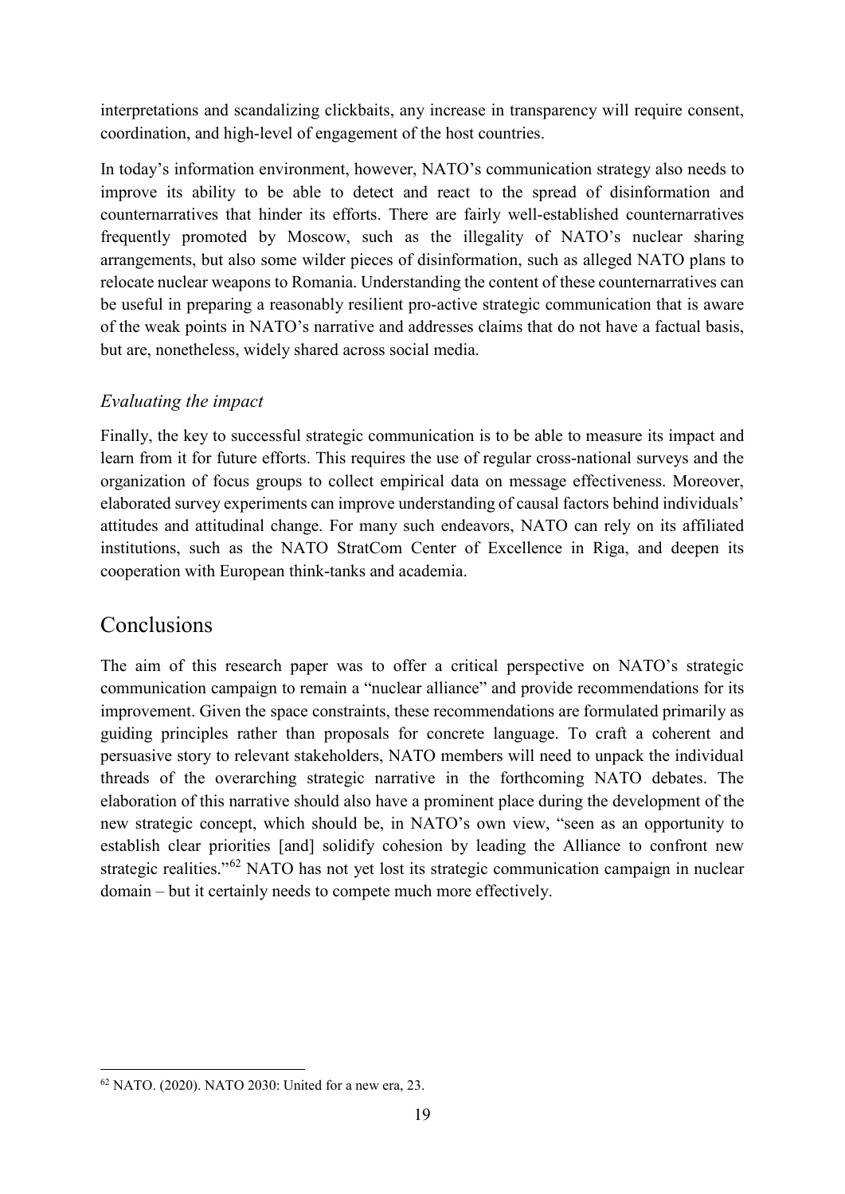interpretations and scandalizing clickbaits, any increase in transparency will require consent, coordination, and high-level of engagement of the host countries.

In today's information environment, however, NATO's communication strategy also needs to improve its ability to be able to detect and react to the spread of disinformation and counternarratives that hinder its efforts. There are fairly well-established counternarratives frequently promoted by Moscow, such as the illegality of NATO's nuclear sharing arrangements, but also some wilder pieces of disinformation, such as alleged NATO plans to relocate nuclear weapons to Romania. Understanding the content of these counternarratives can be useful in preparing a reasonably resilient pro-active strategic communication that is aware of the weak points in NATO's narrative and addresses claims that do not have a factual basis, but are, nonetheless, widely shared across social media.

### *Evaluating the impact*

Finally, the key to successful strategic communication is to be able to measure its impact and learn from it for future efforts. This requires the use of regular cross-national surveys and the organization of focus groups to collect empirical data on message effectiveness. Moreover, elaborated survey experiments can improve understanding of causal factors behind individuals' attitudes and attitudinal change. For many such endeavors, NATO can rely on its affiliated institutions, such as the NATO StratCom Center of Excellence in Riga, and deepen its cooperation with European think-tanks and academia.

## Conclusions

The aim of this research paper was to offer a critical perspective on NATO's strategic communication campaign to remain a "nuclear alliance" and provide recommendations for its improvement. Given the space constraints, these recommendations are formulated primarily as guiding principles rather than proposals for concrete language. To craft a coherent and persuasive story to relevant stakeholders, NATO members will need to unpack the individual threads of the overarching strategic narrative in the forthcoming NATO debates. The elaboration of this narrative should also have a prominent place during the development of the new strategic concept, which should be, in NATO's own view, "seen as an opportunity to establish clear priorities [and] solidify cohesion by leading the Alliance to confront new strategic realities."[62] NATO has not yet lost its strategic communication campaign in nuclear domain – but it certainly needs to compete much more effectively.

---

[62] NATO. (2020). NATO 2030: United for a new era, 23.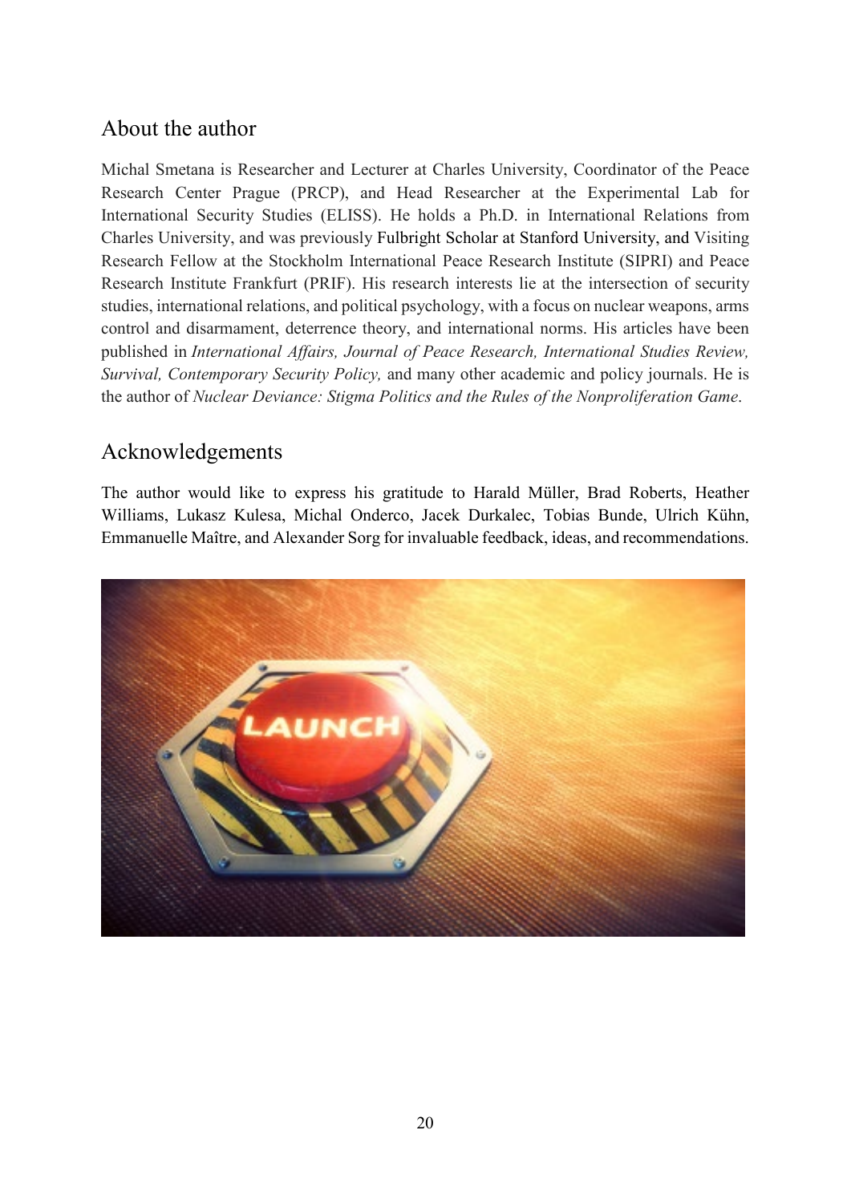## About the author

Michal Smetana is Researcher and Lecturer at Charles University, Coordinator of the Peace Research Center Prague (PRCP), and Head Researcher at the Experimental Lab for International Security Studies (ELISS). He holds a Ph.D. in International Relations from Charles University, and was previously Fulbright Scholar at Stanford University, and Visiting Research Fellow at the Stockholm International Peace Research Institute (SIPRI) and Peace Research Institute Frankfurt (PRIF). His research interests lie at the intersection of security studies, international relations, and political psychology, with a focus on nuclear weapons, arms control and disarmament, deterrence theory, and international norms. His articles have been published in *International Affairs, Journal of Peace Research, International Studies Review, Survival, Contemporary Security Policy,* and many other academic and policy journals. He is the author of *Nuclear Deviance: Stigma Politics and the Rules of the Nonproliferation Game*.

## Acknowledgements

The author would like to express his gratitude to Harald Müller, Brad Roberts, Heather Williams, Lukasz Kulesa, Michal Onderco, Jacek Durkalec, Tobias Bunde, Ulrich Kühn, Emmanuelle Maître, and Alexander Sorg for invaluable feedback, ideas, and recommendations.